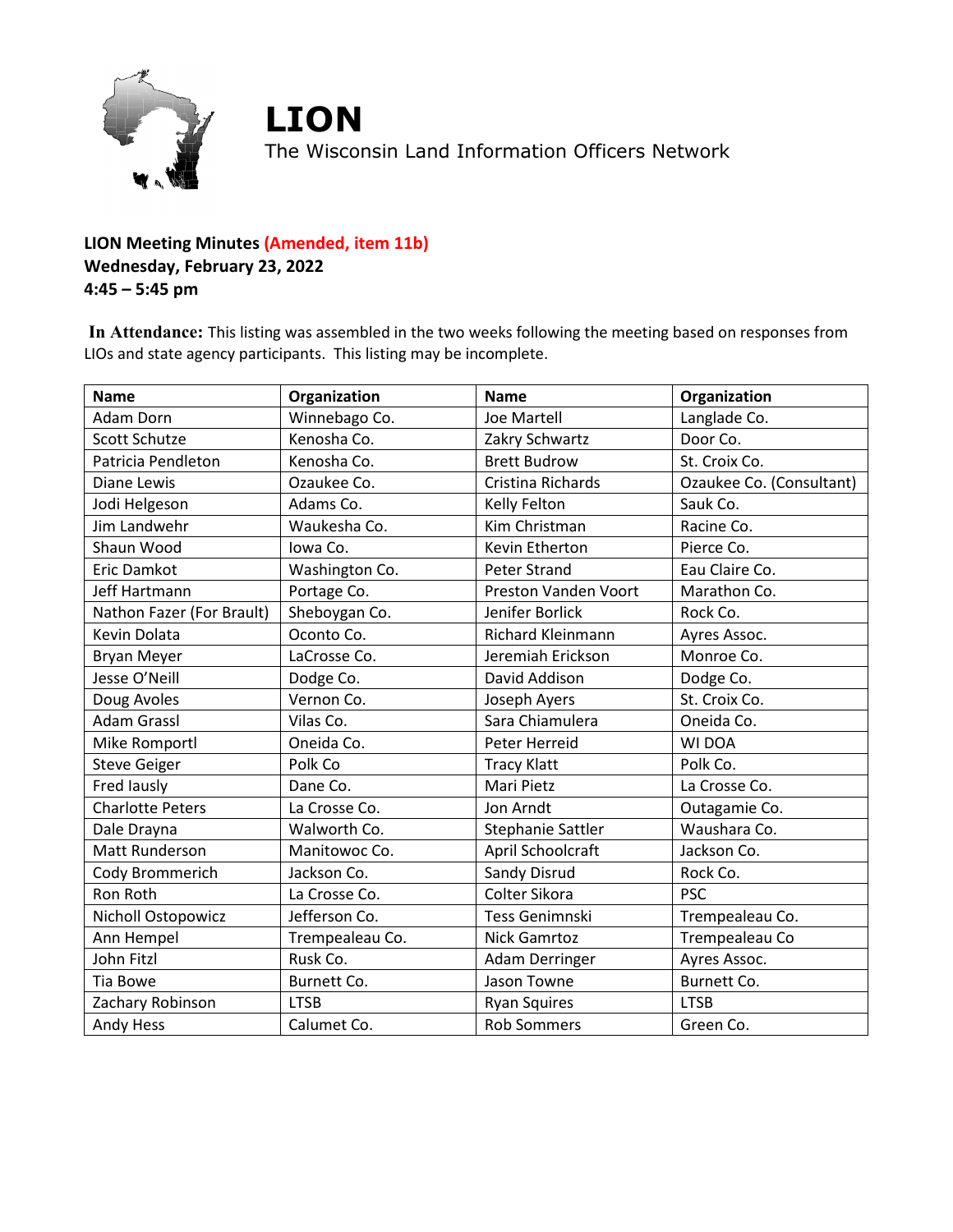# LION

The Wisconsin Land Information Officers Network

**LION Meeting Minutes (Amended, item 11b)**
**Wednesday, February 23, 2022**
**4:45 – 5:45 pm**

**In Attendance:** This listing was assembled in the two weeks following the meeting based on responses from LIOs and state agency participants. This listing may be incomplete.

| Name | Organization | Name | Organization |
|---|---|---|---|
| Adam Dorn | Winnebago Co. | Joe Martell | Langlade Co. |
| Scott Schutze | Kenosha Co. | Zakry Schwartz | Door Co. |
| Patricia Pendleton | Kenosha Co. | Brett Budrow | St. Croix Co. |
| Diane Lewis | Ozaukee Co. | Cristina Richards | Ozaukee Co. (Consultant) |
| Jodi Helgeson | Adams Co. | Kelly Felton | Sauk Co. |
| Jim Landwehr | Waukesha Co. | Kim Christman | Racine Co. |
| Shaun Wood | Iowa Co. | Kevin Etherton | Pierce Co. |
| Eric Damkot | Washington Co. | Peter Strand | Eau Claire Co. |
| Jeff Hartmann | Portage Co. | Preston Vanden Voort | Marathon Co. |
| Nathon Fazer (For Brault) | Sheboygan Co. | Jenifer Borlick | Rock Co. |
| Kevin Dolata | Oconto Co. | Richard Kleinmann | Ayres Assoc. |
| Bryan Meyer | LaCrosse Co. | Jeremiah Erickson | Monroe Co. |
| Jesse O'Neill | Dodge Co. | David Addison | Dodge Co. |
| Doug Avoles | Vernon Co. | Joseph Ayers | St. Croix Co. |
| Adam Grassl | Vilas Co. | Sara Chiamulera | Oneida Co. |
| Mike Romportl | Oneida Co. | Peter Herreid | WI DOA |
| Steve Geiger | Polk Co | Tracy Klatt | Polk Co. |
| Fred Iausly | Dane Co. | Mari Pietz | La Crosse Co. |
| Charlotte Peters | La Crosse Co. | Jon Arndt | Outagamie Co. |
| Dale Drayna | Walworth Co. | Stephanie Sattler | Waushara Co. |
| Matt Runderson | Manitowoc Co. | April Schoolcraft | Jackson Co. |
| Cody Brommerich | Jackson Co. | Sandy Disrud | Rock Co. |
| Ron Roth | La Crosse Co. | Colter Sikora | PSC |
| Nicholl Ostopowicz | Jefferson Co. | Tess Genimnski | Trempealeau Co. |
| Ann Hempel | Trempealeau Co. | Nick Gamrtoz | Trempealeau Co |
| John Fitzl | Rusk Co. | Adam Derringer | Ayres Assoc. |
| Tia Bowe | Burnett Co. | Jason Towne | Burnett Co. |
| Zachary Robinson | LTSB | Ryan Squires | LTSB |
| Andy Hess | Calumet Co. | Rob Sommers | Green Co. |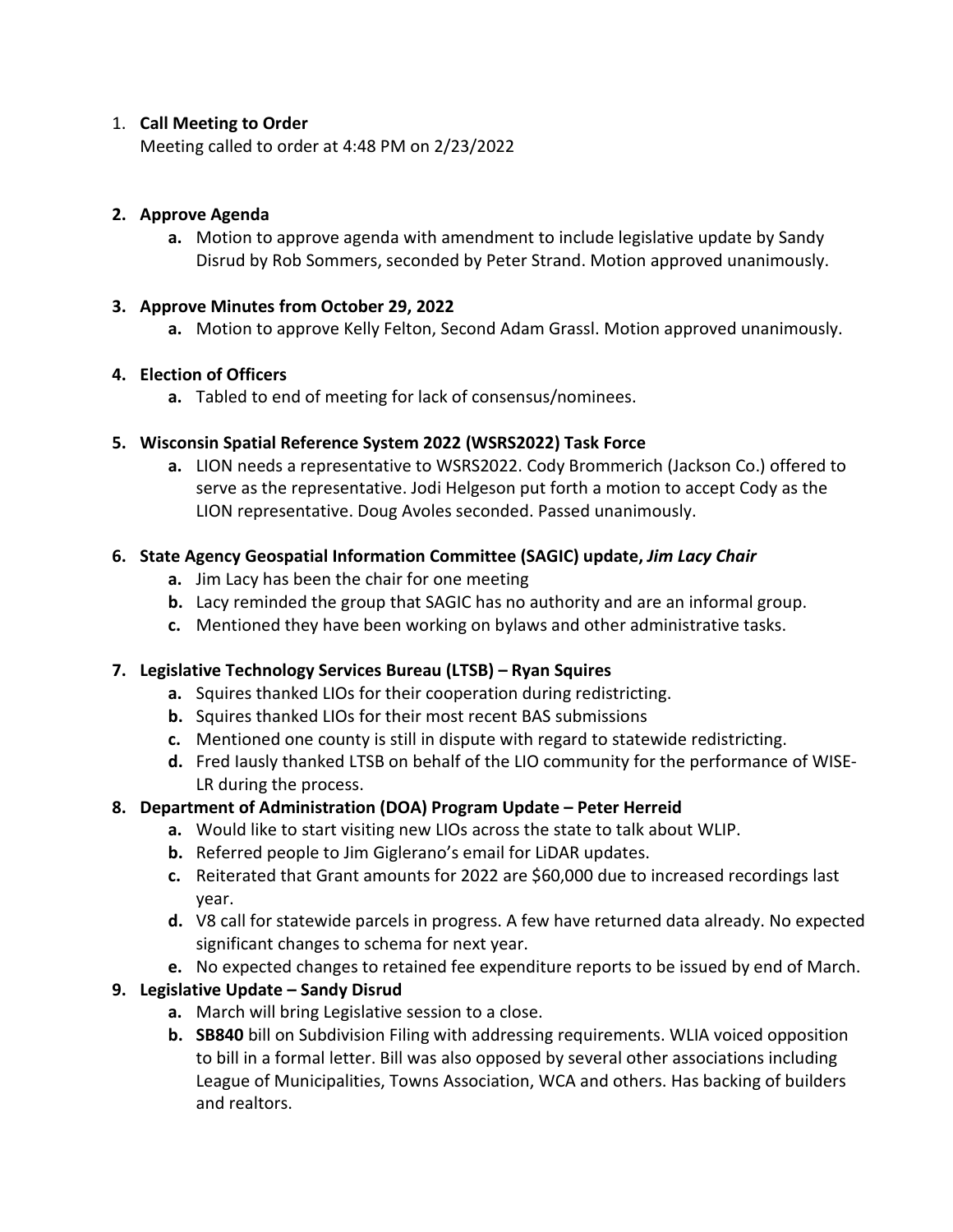1. **Call Meeting to Order**
   Meeting called to order at 4:48 PM on 2/23/2022

2. **Approve Agenda**
   a. Motion to approve agenda with amendment to include legislative update by Sandy Disrud by Rob Sommers, seconded by Peter Strand. Motion approved unanimously.

3. **Approve Minutes from October 29, 2022**
   a. Motion to approve Kelly Felton, Second Adam Grassl. Motion approved unanimously.

4. **Election of Officers**
   a. Tabled to end of meeting for lack of consensus/nominees.

5. **Wisconsin Spatial Reference System 2022 (WSRS2022) Task Force**
   a. LION needs a representative to WSRS2022. Cody Brommerich (Jackson Co.) offered to serve as the representative. Jodi Helgeson put forth a motion to accept Cody as the LION representative. Doug Avoles seconded. Passed unanimously.

6. **State Agency Geospatial Information Committee (SAGIC) update, *Jim Lacy Chair***
   a. Jim Lacy has been the chair for one meeting
   b. Lacy reminded the group that SAGIC has no authority and are an informal group.
   c. Mentioned they have been working on bylaws and other administrative tasks.

7. **Legislative Technology Services Bureau (LTSB) – Ryan Squires**
   a. Squires thanked LIOs for their cooperation during redistricting.
   b. Squires thanked LIOs for their most recent BAS submissions
   c. Mentioned one county is still in dispute with regard to statewide redistricting.
   d. Fred Iausly thanked LTSB on behalf of the LIO community for the performance of WISE-LR during the process.

8. **Department of Administration (DOA) Program Update – Peter Herreid**
   a. Would like to start visiting new LIOs across the state to talk about WLIP.
   b. Referred people to Jim Giglerano's email for LiDAR updates.
   c. Reiterated that Grant amounts for 2022 are $60,000 due to increased recordings last year.
   d. V8 call for statewide parcels in progress. A few have returned data already. No expected significant changes to schema for next year.
   e. No expected changes to retained fee expenditure reports to be issued by end of March.

9. **Legislative Update – Sandy Disrud**
   a. March will bring Legislative session to a close.
   b. **SB840** bill on Subdivision Filing with addressing requirements. WLIA voiced opposition to bill in a formal letter. Bill was also opposed by several other associations including League of Municipalities, Towns Association, WCA and others. Has backing of builders and realtors.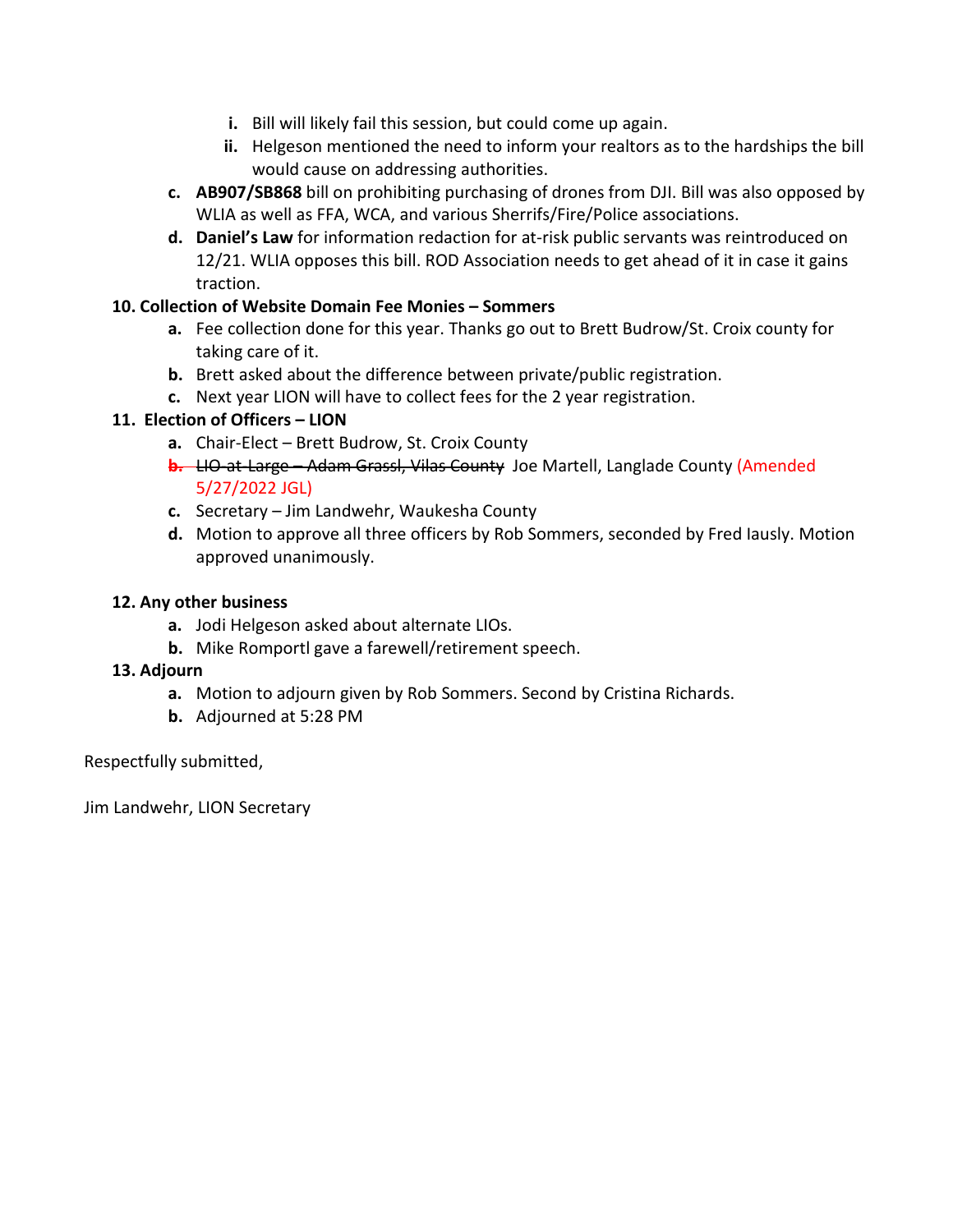i. Bill will likely fail this session, but could come up again.
   ii. Helgeson mentioned the need to inform your realtors as to the hardships the bill would cause on addressing authorities.

c. **AB907/SB868** bill on prohibiting purchasing of drones from DJI. Bill was also opposed by WLIA as well as FFA, WCA, and various Sherrifs/Fire/Police associations.

d. **Daniel's Law** for information redaction for at-risk public servants was reintroduced on 12/21. WLIA opposes this bill. ROD Association needs to get ahead of it in case it gains traction.

**10. Collection of Website Domain Fee Monies – Sommers**

a. Fee collection done for this year. Thanks go out to Brett Budrow/St. Croix county for taking care of it.

b. Brett asked about the difference between private/public registration.

c. Next year LION will have to collect fees for the 2 year registration.

**11. Election of Officers – LION**

a. Chair-Elect – Brett Budrow, St. Croix County

~~b. LIO-at-Large – Adam Grassl, Vilas County~~ Joe Martell, Langlade County (Amended 5/27/2022 JGL)

c. Secretary – Jim Landwehr, Waukesha County

d. Motion to approve all three officers by Rob Sommers, seconded by Fred Iausly. Motion approved unanimously.

**12. Any other business**

a. Jodi Helgeson asked about alternate LIOs.

b. Mike Romportl gave a farewell/retirement speech.

**13. Adjourn**

a. Motion to adjourn given by Rob Sommers. Second by Cristina Richards.

b. Adjourned at 5:28 PM

Respectfully submitted,

Jim Landwehr, LION Secretary